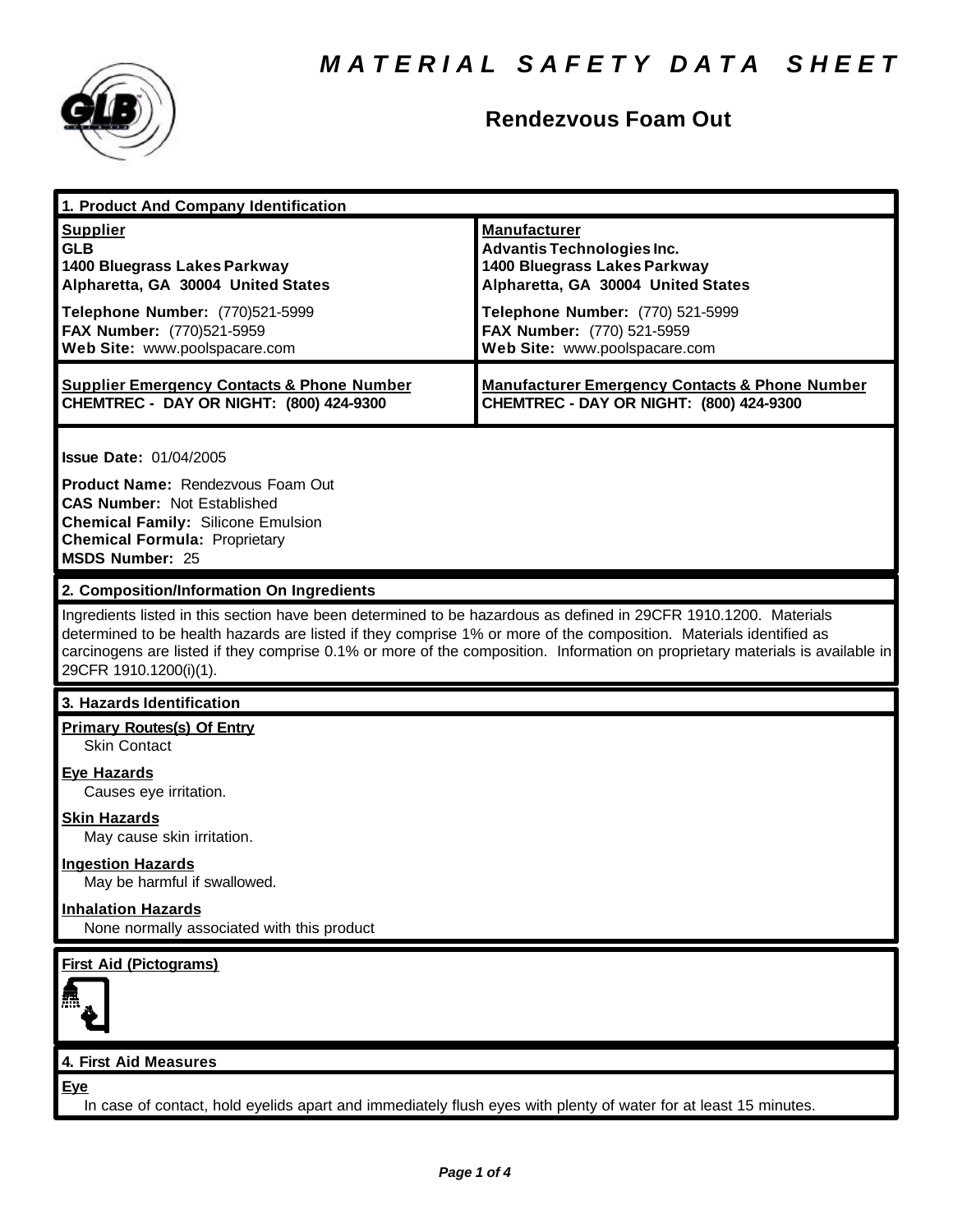# MATERIAL SAFETY DATA SHEET

## Rendezvous Foam Out

## 1. Product And Company Identification

| **Supplier** | **Manufacturer** |
|---|---|
| **GLB** | **Advantis Technologies Inc.** |
| **1400 Bluegrass Lakes Parkway** | **1400 Bluegrass Lakes Parkway** |
| **Alpharetta, GA 30004 United States** | **Alpharetta, GA 30004 United States** |
| **Telephone Number:** (770)521-5999 | **Telephone Number:** (770) 521-5999 |
| **FAX Number:** (770)521-5959 | **FAX Number:** (770) 521-5959 |
| **Web Site:** www.poolspacare.com | **Web Site:** www.poolspacare.com |
| **Supplier Emergency Contacts & Phone Number** | **Manufacturer Emergency Contacts & Phone Number** |
| **CHEMTREC - DAY OR NIGHT: (800) 424-9300** | **CHEMTREC - DAY OR NIGHT: (800) 424-9300** |

**Issue Date:** 01/04/2005

**Product Name:** Rendezvous Foam Out
**CAS Number:** Not Established
**Chemical Family:** Silicone Emulsion
**Chemical Formula:** Proprietary
**MSDS Number:** 25

## 2. Composition/Information On Ingredients

Ingredients listed in this section have been determined to be hazardous as defined in 29CFR 1910.1200. Materials determined to be health hazards are listed if they comprise 1% or more of the composition. Materials identified as carcinogens are listed if they comprise 0.1% or more of the composition. Information on proprietary materials is available in 29CFR 1910.1200(i)(1).

## 3. Hazards Identification

**Primary Routes(s) Of Entry**
Skin Contact

**Eye Hazards**
Causes eye irritation.

**Skin Hazards**
May cause skin irritation.

**Ingestion Hazards**
May be harmful if swallowed.

**Inhalation Hazards**
None normally associated with this product

**First Aid (Pictograms)**

## 4. First Aid Measures

**Eye**
In case of contact, hold eyelids apart and immediately flush eyes with plenty of water for at least 15 minutes.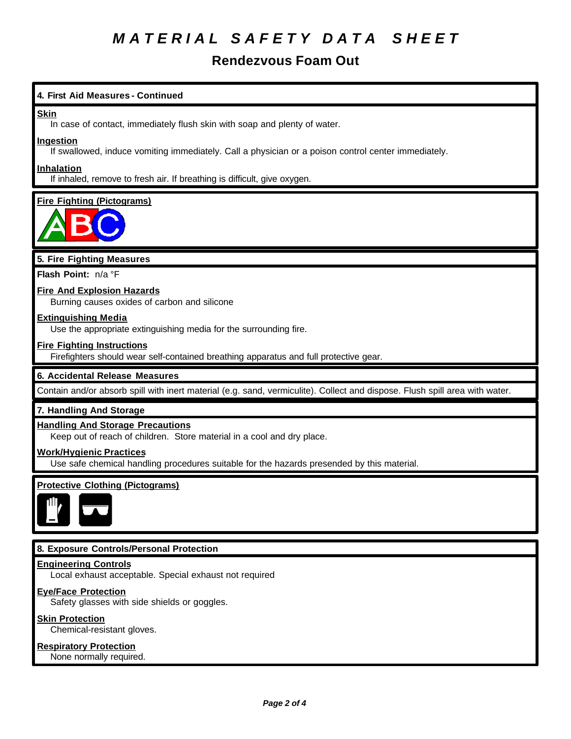# MATERIAL SAFETY DATA SHEET

## Rendezvous Foam Out

### 4. First Aid Measures - Continued

**Skin**

In case of contact, immediately flush skin with soap and plenty of water.

**Ingestion**

If swallowed, induce vomiting immediately. Call a physician or a poison control center immediately.

**Inhalation**

If inhaled, remove to fresh air. If breathing is difficult, give oxygen.

**Fire Fighting (Pictograms)**

### 5. Fire Fighting Measures

**Flash Point:** n/a °F

**Fire And Explosion Hazards**

Burning causes oxides of carbon and silicone

**Extinguishing Media**

Use the appropriate extinguishing media for the surrounding fire.

**Fire Fighting Instructions**

Firefighters should wear self-contained breathing apparatus and full protective gear.

### 6. Accidental Release Measures

Contain and/or absorb spill with inert material (e.g. sand, vermiculite). Collect and dispose. Flush spill area with water.

### 7. Handling And Storage

**Handling And Storage Precautions**

Keep out of reach of children. Store material in a cool and dry place.

**Work/Hygienic Practices**

Use safe chemical handling procedures suitable for the hazards presended by this material.

**Protective Clothing (Pictograms)**

### 8. Exposure Controls/Personal Protection

**Engineering Controls**

Local exhaust acceptable. Special exhaust not required

**Eye/Face Protection**

Safety glasses with side shields or goggles.

**Skin Protection**

Chemical-resistant gloves.

**Respiratory Protection**

None normally required.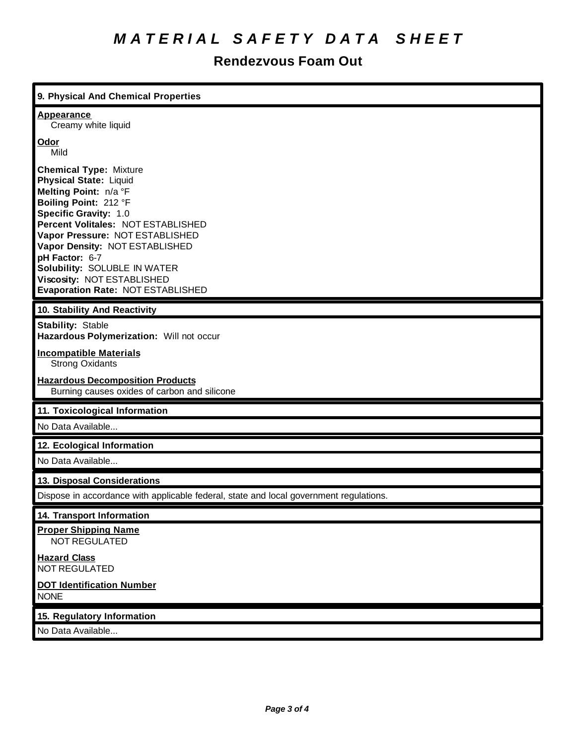# *MATERIAL SAFETY DATA SHEET*

## Rendezvous Foam Out

### 9. Physical And Chemical Properties

**Appearance**
Creamy white liquid

**Odor**
Mild

**Chemical Type:** Mixture
**Physical State:** Liquid
**Melting Point:** n/a °F
**Boiling Point:** 212 °F
**Specific Gravity:** 1.0
**Percent Volitales:** NOT ESTABLISHED
**Vapor Pressure:** NOT ESTABLISHED
**Vapor Density:** NOT ESTABLISHED
**pH Factor:** 6-7
**Solubility:** SOLUBLE IN WATER
**Viscosity:** NOT ESTABLISHED
**Evaporation Rate:** NOT ESTABLISHED

### 10. Stability And Reactivity

**Stability:** Stable
**Hazardous Polymerization:** Will not occur

**Incompatible Materials**
Strong Oxidants

**Hazardous Decomposition Products**
Burning causes oxides of carbon and silicone

### 11. Toxicological Information

No Data Available...

### 12. Ecological Information

No Data Available...

### 13. Disposal Considerations

Dispose in accordance with applicable federal, state and local government regulations.

### 14. Transport Information

**Proper Shipping Name**
NOT REGULATED

**Hazard Class**
NOT REGULATED

**DOT Identification Number**
NONE

### 15. Regulatory Information

No Data Available...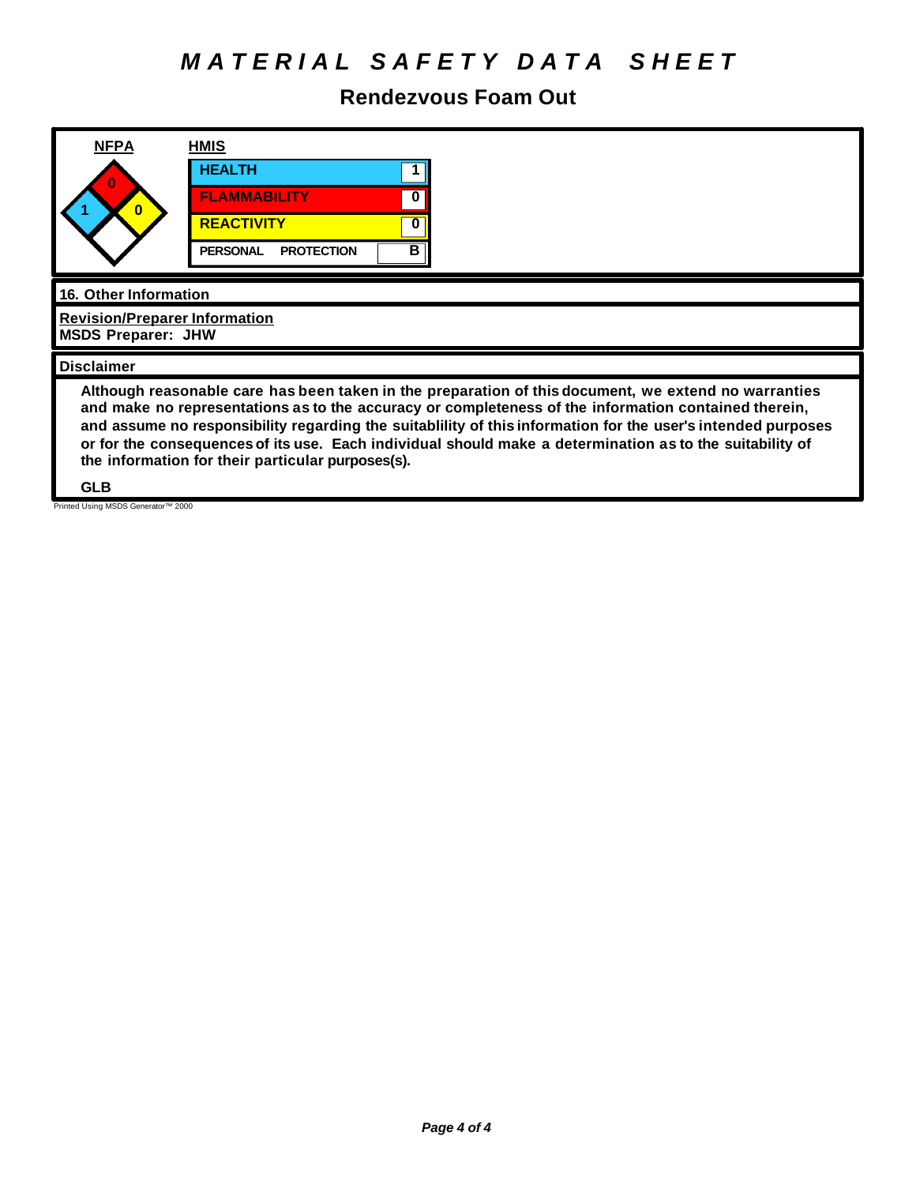# *M A T E R I A L   S A F E T Y   D A T A   S H E E T*

## Rendezvous Foam Out

**NFPA**

0

1    0

**HMIS**

| | |
|---|---|
| **HEALTH** | 1 |
| **FLAMMABILITY** | 0 |
| **REACTIVITY** | 0 |
| **PERSONAL PROTECTION** | B |

### 16. Other Information

**Revision/Preparer Information**

**MSDS Preparer: JHW**

### Disclaimer

**Although reasonable care has been taken in the preparation of this document, we extend no warranties and make no representations as to the accuracy or completeness of the information contained therein, and assume no responsibility regarding the suitablility of this information for the user's intended purposes or for the consequences of its use. Each individual should make a determination as to the suitability of the information for their particular purposes(s).**

**GLB**

Printed Using MSDS Generator™ 2000